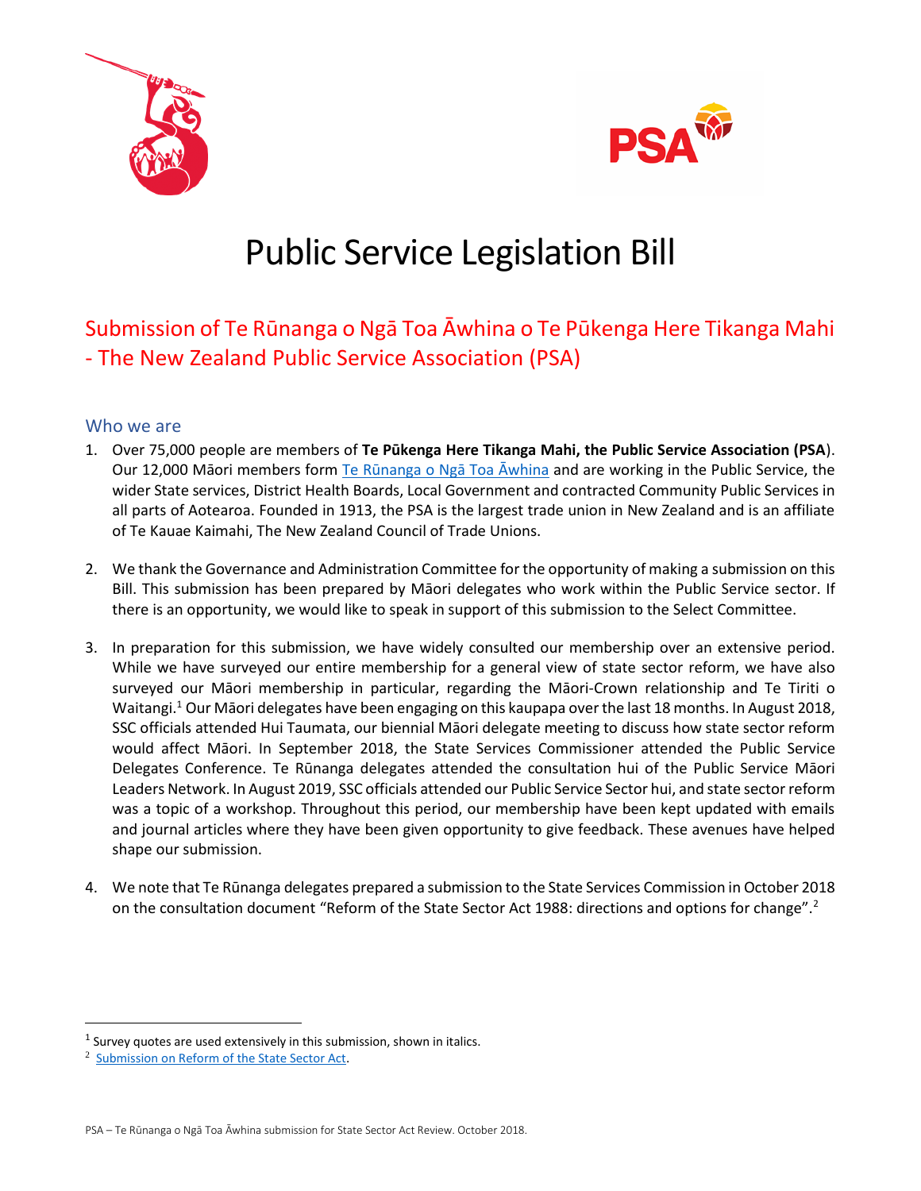# Public Service Legislation Bill

## Submission of Te Rūnanga o Ngā Toa Āwhina o Te Pūkenga Here Tikanga Mahi - The New Zealand Public Service Association (PSA)

### Who we are

1. Over 75,000 people are members of **Te Pūkenga Here Tikanga Mahi, the Public Service Association (PSA**). Our 12,000 Māori members form Te Rūnanga o Ngā Toa Āwhina and are working in the Public Service, the wider State services, District Health Boards, Local Government and contracted Community Public Services in all parts of Aotearoa. Founded in 1913, the PSA is the largest trade union in New Zealand and is an affiliate of Te Kauae Kaimahi, The New Zealand Council of Trade Unions.

2. We thank the Governance and Administration Committee for the opportunity of making a submission on this Bill. This submission has been prepared by Māori delegates who work within the Public Service sector. If there is an opportunity, we would like to speak in support of this submission to the Select Committee.

3. In preparation for this submission, we have widely consulted our membership over an extensive period. While we have surveyed our entire membership for a general view of state sector reform, we have also surveyed our Māori membership in particular, regarding the Māori-Crown relationship and Te Tiriti o Waitangi.[1] Our Māori delegates have been engaging on this kaupapa over the last 18 months. In August 2018, SSC officials attended Hui Taumata, our biennial Māori delegate meeting to discuss how state sector reform would affect Māori. In September 2018, the State Services Commissioner attended the Public Service Delegates Conference. Te Rūnanga delegates attended the consultation hui of the Public Service Māori Leaders Network. In August 2019, SSC officials attended our Public Service Sector hui, and state sector reform was a topic of a workshop. Throughout this period, our membership have been kept updated with emails and journal articles where they have been given opportunity to give feedback. These avenues have helped shape our submission.

4. We note that Te Rūnanga delegates prepared a submission to the State Services Commission in October 2018 on the consultation document "Reform of the State Sector Act 1988: directions and options for change".[2]

---

[1] Survey quotes are used extensively in this submission, shown in italics.

[2] Submission on Reform of the State Sector Act.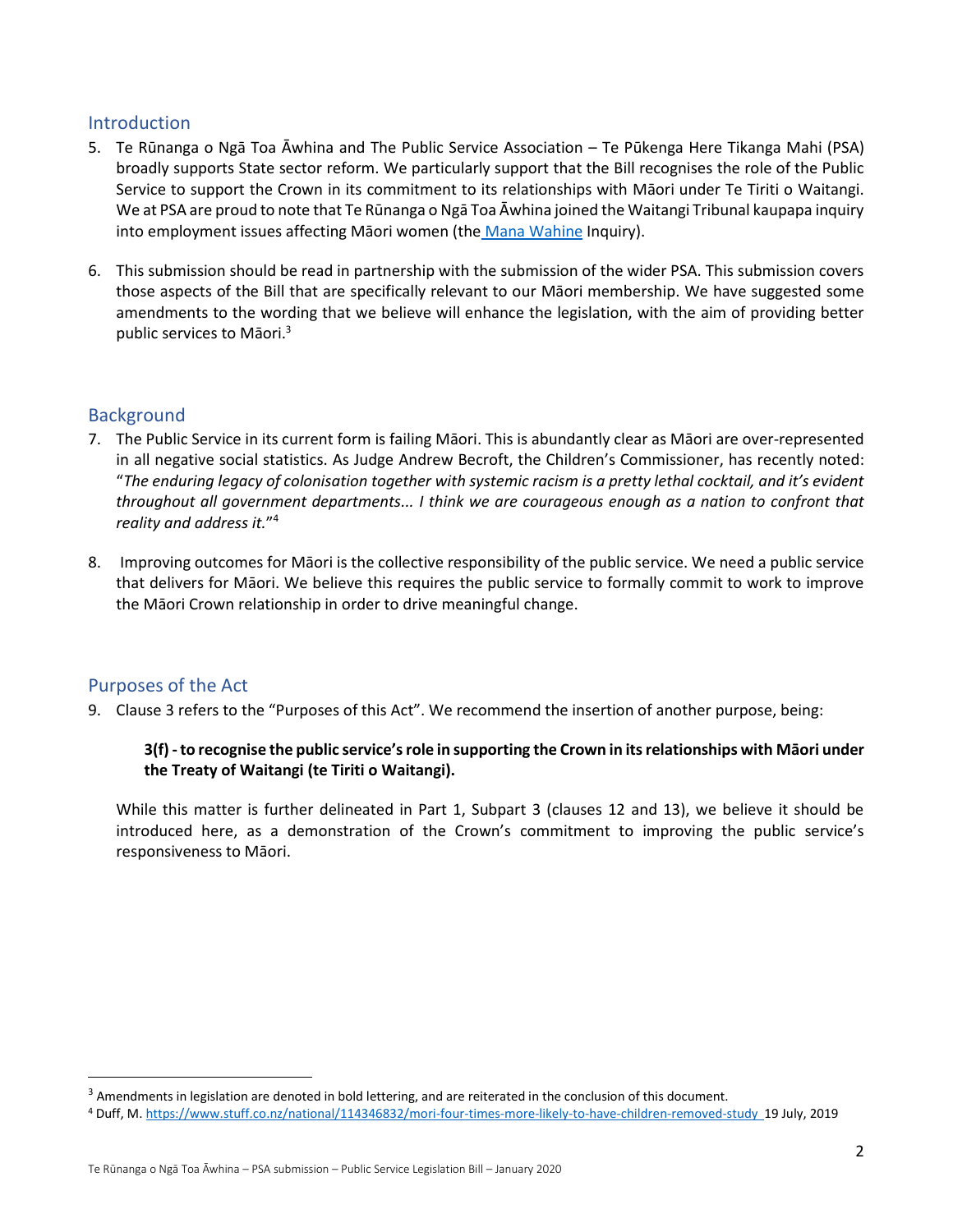## Introduction

5. Te Rūnanga o Ngā Toa Āwhina and The Public Service Association – Te Pūkenga Here Tikanga Mahi (PSA) broadly supports State sector reform. We particularly support that the Bill recognises the role of the Public Service to support the Crown in its commitment to its relationships with Māori under Te Tiriti o Waitangi. We at PSA are proud to note that Te Rūnanga o Ngā Toa Āwhina joined the Waitangi Tribunal kaupapa inquiry into employment issues affecting Māori women (the Mana Wahine Inquiry).

6. This submission should be read in partnership with the submission of the wider PSA. This submission covers those aspects of the Bill that are specifically relevant to our Māori membership. We have suggested some amendments to the wording that we believe will enhance the legislation, with the aim of providing better public services to Māori.[3]

## Background

7. The Public Service in its current form is failing Māori. This is abundantly clear as Māori are over-represented in all negative social statistics. As Judge Andrew Becroft, the Children's Commissioner, has recently noted: "*The enduring legacy of colonisation together with systemic racism is a pretty lethal cocktail, and it's evident throughout all government departments... I think we are courageous enough as a nation to confront that reality and address it.*"[4]

8. Improving outcomes for Māori is the collective responsibility of the public service. We need a public service that delivers for Māori. We believe this requires the public service to formally commit to work to improve the Māori Crown relationship in order to drive meaningful change.

## Purposes of the Act

9. Clause 3 refers to the "Purposes of this Act". We recommend the insertion of another purpose, being:

   **3(f) - to recognise the public service's role in supporting the Crown in its relationships with Māori under the Treaty of Waitangi (te Tiriti o Waitangi).**

   While this matter is further delineated in Part 1, Subpart 3 (clauses 12 and 13), we believe it should be introduced here, as a demonstration of the Crown's commitment to improving the public service's responsiveness to Māori.

---

[3] Amendments in legislation are denoted in bold lettering, and are reiterated in the conclusion of this document.

[4] Duff, M. https://www.stuff.co.nz/national/114346832/mori-four-times-more-likely-to-have-children-removed-study 19 July, 2019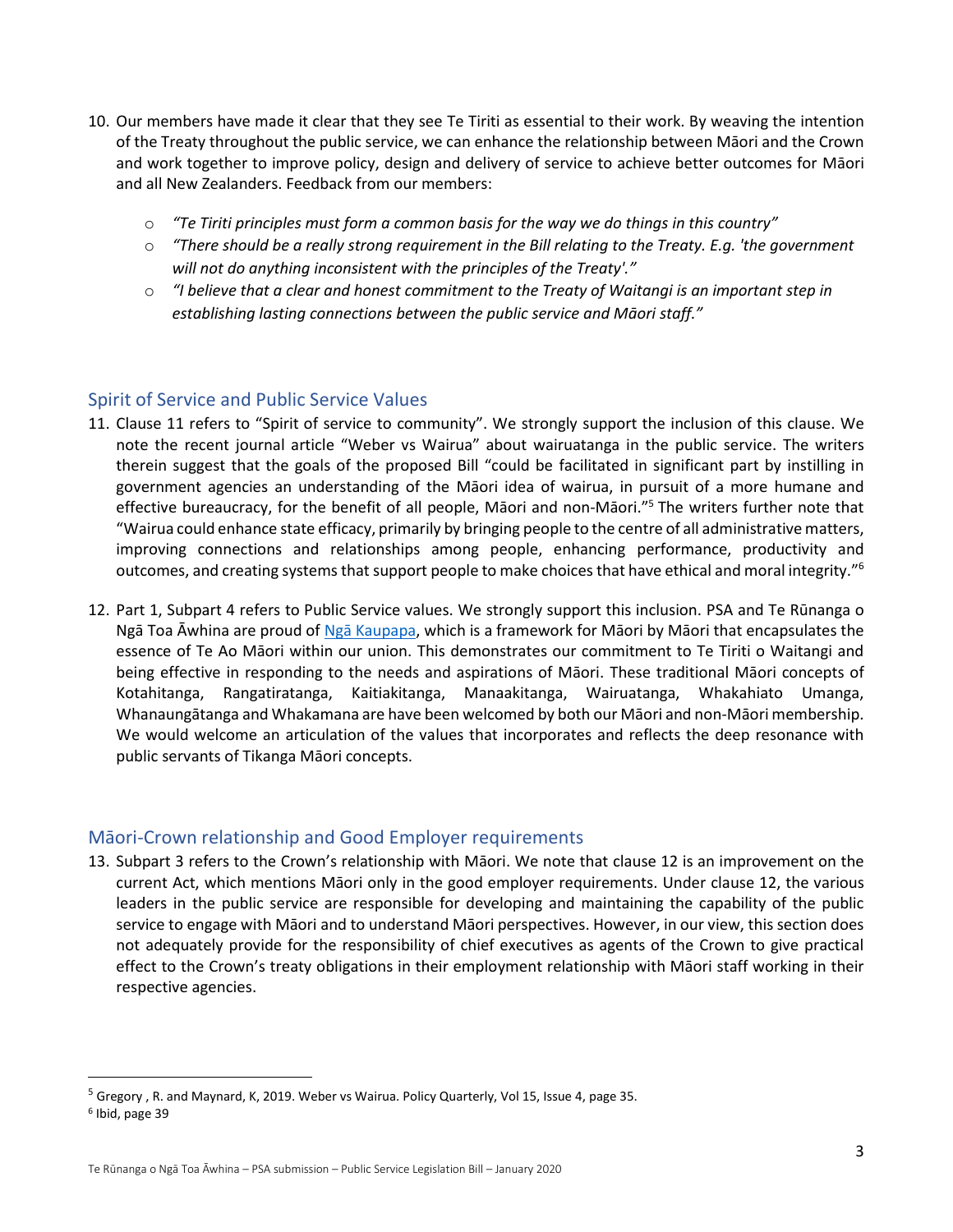10. Our members have made it clear that they see Te Tiriti as essential to their work. By weaving the intention of the Treaty throughout the public service, we can enhance the relationship between Māori and the Crown and work together to improve policy, design and delivery of service to achieve better outcomes for Māori and all New Zealanders. Feedback from our members:
    - *"Te Tiriti principles must form a common basis for the way we do things in this country"*
    - *"There should be a really strong requirement in the Bill relating to the Treaty. E.g. 'the government will not do anything inconsistent with the principles of the Treaty'."*
    - *"I believe that a clear and honest commitment to the Treaty of Waitangi is an important step in establishing lasting connections between the public service and Māori staff."*

## Spirit of Service and Public Service Values

11. Clause 11 refers to "Spirit of service to community". We strongly support the inclusion of this clause. We note the recent journal article "Weber vs Wairua" about wairuatanga in the public service. The writers therein suggest that the goals of the proposed Bill "could be facilitated in significant part by instilling in government agencies an understanding of the Māori idea of wairua, in pursuit of a more humane and effective bureaucracy, for the benefit of all people, Māori and non-Māori."[5] The writers further note that "Wairua could enhance state efficacy, primarily by bringing people to the centre of all administrative matters, improving connections and relationships among people, enhancing performance, productivity and outcomes, and creating systems that support people to make choices that have ethical and moral integrity."[6]

12. Part 1, Subpart 4 refers to Public Service values. We strongly support this inclusion. PSA and Te Rūnanga o Ngā Toa Āwhina are proud of Ngā Kaupapa, which is a framework for Māori by Māori that encapsulates the essence of Te Ao Māori within our union. This demonstrates our commitment to Te Tiriti o Waitangi and being effective in responding to the needs and aspirations of Māori. These traditional Māori concepts of Kotahitanga, Rangatiratanga, Kaitiakitanga, Manaakitanga, Wairuatanga, Whakahiato Umanga, Whanaungātanga and Whakamana are have been welcomed by both our Māori and non-Māori membership. We would welcome an articulation of the values that incorporates and reflects the deep resonance with public servants of Tikanga Māori concepts.

## Māori-Crown relationship and Good Employer requirements

13. Subpart 3 refers to the Crown's relationship with Māori. We note that clause 12 is an improvement on the current Act, which mentions Māori only in the good employer requirements. Under clause 12, the various leaders in the public service are responsible for developing and maintaining the capability of the public service to engage with Māori and to understand Māori perspectives. However, in our view, this section does not adequately provide for the responsibility of chief executives as agents of the Crown to give practical effect to the Crown's treaty obligations in their employment relationship with Māori staff working in their respective agencies.

---

[5] Gregory , R. and Maynard, K, 2019. Weber vs Wairua. Policy Quarterly, Vol 15, Issue 4, page 35.

[6] Ibid, page 39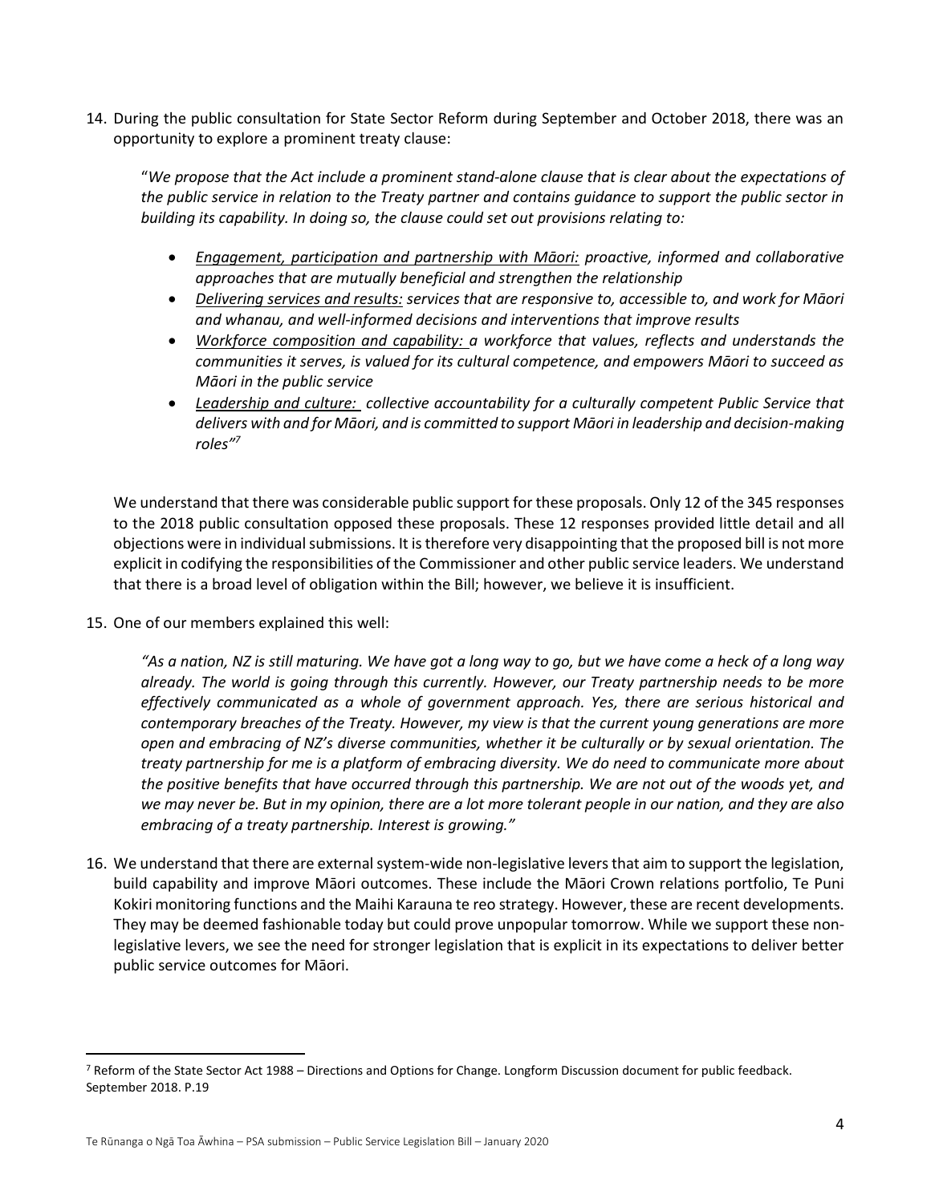14. During the public consultation for State Sector Reform during September and October 2018, there was an opportunity to explore a prominent treaty clause:

    "*We propose that the Act include a prominent stand-alone clause that is clear about the expectations of the public service in relation to the Treaty partner and contains guidance to support the public sector in building its capability. In doing so, the clause could set out provisions relating to:*

    - *<u>Engagement, participation and partnership with Māori:</u> proactive, informed and collaborative approaches that are mutually beneficial and strengthen the relationship*
    - *<u>Delivering services and results:</u> services that are responsive to, accessible to, and work for Māori and whanau, and well-informed decisions and interventions that improve results*
    - *<u>Workforce composition and capability:</u> a workforce that values, reflects and understands the communities it serves, is valued for its cultural competence, and empowers Māori to succeed as Māori in the public service*
    - *<u>Leadership and culture:</u> collective accountability for a culturally competent Public Service that delivers with and for Māori, and is committed to support Māori in leadership and decision-making roles"*[7]

    We understand that there was considerable public support for these proposals. Only 12 of the 345 responses to the 2018 public consultation opposed these proposals. These 12 responses provided little detail and all objections were in individual submissions. It is therefore very disappointing that the proposed bill is not more explicit in codifying the responsibilities of the Commissioner and other public service leaders. We understand that there is a broad level of obligation within the Bill; however, we believe it is insufficient.

15. One of our members explained this well:

    *"As a nation, NZ is still maturing. We have got a long way to go, but we have come a heck of a long way already. The world is going through this currently. However, our Treaty partnership needs to be more effectively communicated as a whole of government approach. Yes, there are serious historical and contemporary breaches of the Treaty. However, my view is that the current young generations are more open and embracing of NZ's diverse communities, whether it be culturally or by sexual orientation. The treaty partnership for me is a platform of embracing diversity. We do need to communicate more about the positive benefits that have occurred through this partnership. We are not out of the woods yet, and we may never be. But in my opinion, there are a lot more tolerant people in our nation, and they are also embracing of a treaty partnership. Interest is growing."*

16. We understand that there are external system-wide non-legislative levers that aim to support the legislation, build capability and improve Māori outcomes. These include the Māori Crown relations portfolio, Te Puni Kokiri monitoring functions and the Maihi Karauna te reo strategy. However, these are recent developments. They may be deemed fashionable today but could prove unpopular tomorrow. While we support these non-legislative levers, we see the need for stronger legislation that is explicit in its expectations to deliver better public service outcomes for Māori.

---

[7] Reform of the State Sector Act 1988 – Directions and Options for Change. Longform Discussion document for public feedback. September 2018. P.19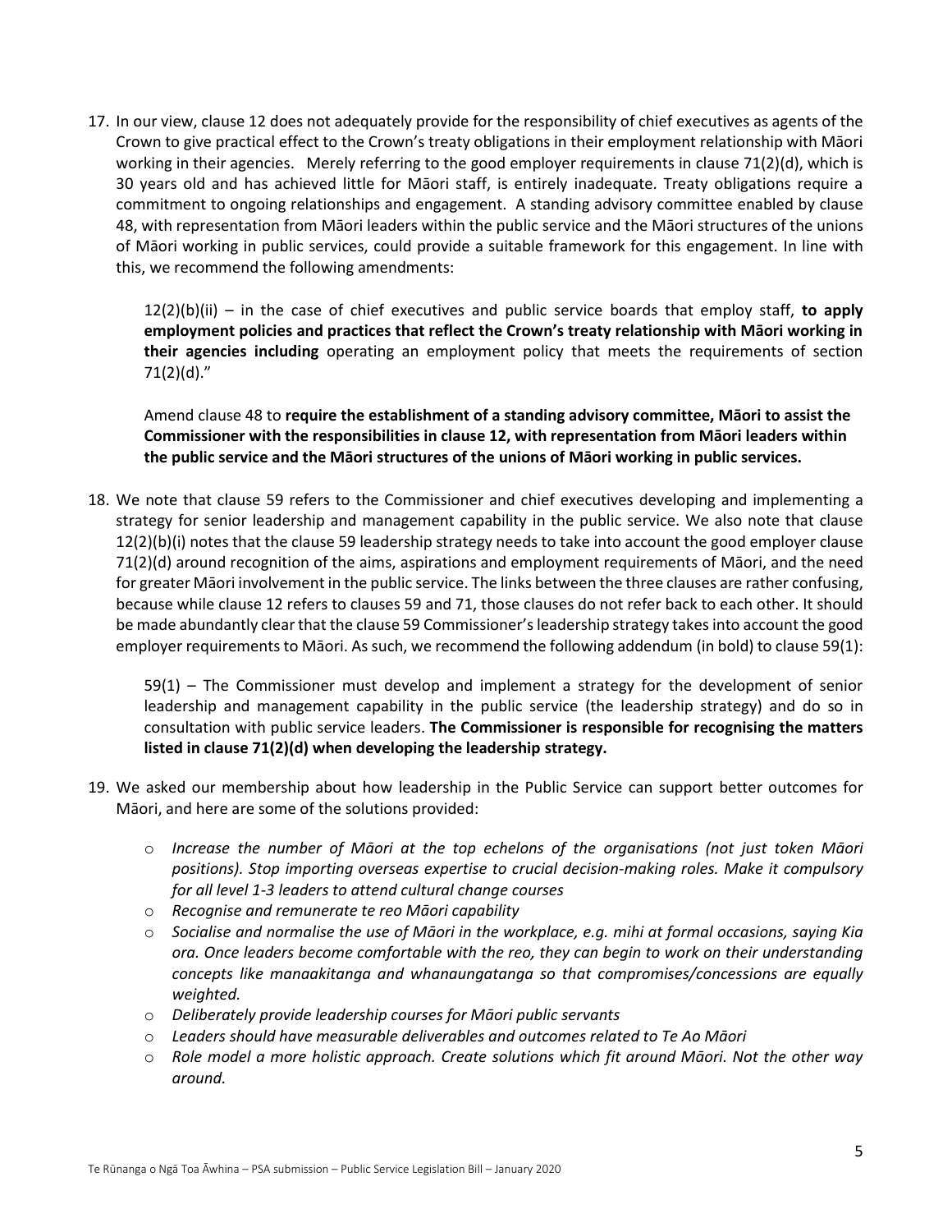17. In our view, clause 12 does not adequately provide for the responsibility of chief executives as agents of the Crown to give practical effect to the Crown's treaty obligations in their employment relationship with Māori working in their agencies. Merely referring to the good employer requirements in clause 71(2)(d), which is 30 years old and has achieved little for Māori staff, is entirely inadequate. Treaty obligations require a commitment to ongoing relationships and engagement. A standing advisory committee enabled by clause 48, with representation from Māori leaders within the public service and the Māori structures of the unions of Māori working in public services, could provide a suitable framework for this engagement. In line with this, we recommend the following amendments:

    12(2)(b)(ii) – in the case of chief executives and public service boards that employ staff, **to apply employment policies and practices that reflect the Crown's treaty relationship with Māori working in their agencies including** operating an employment policy that meets the requirements of section 71(2)(d)."

    Amend clause 48 to **require the establishment of a standing advisory committee, Māori to assist the Commissioner with the responsibilities in clause 12, with representation from Māori leaders within the public service and the Māori structures of the unions of Māori working in public services.**

18. We note that clause 59 refers to the Commissioner and chief executives developing and implementing a strategy for senior leadership and management capability in the public service. We also note that clause 12(2)(b)(i) notes that the clause 59 leadership strategy needs to take into account the good employer clause 71(2)(d) around recognition of the aims, aspirations and employment requirements of Māori, and the need for greater Māori involvement in the public service. The links between the three clauses are rather confusing, because while clause 12 refers to clauses 59 and 71, those clauses do not refer back to each other. It should be made abundantly clear that the clause 59 Commissioner's leadership strategy takes into account the good employer requirements to Māori. As such, we recommend the following addendum (in bold) to clause 59(1):

    59(1) – The Commissioner must develop and implement a strategy for the development of senior leadership and management capability in the public service (the leadership strategy) and do so in consultation with public service leaders. **The Commissioner is responsible for recognising the matters listed in clause 71(2)(d) when developing the leadership strategy.**

19. We asked our membership about how leadership in the Public Service can support better outcomes for Māori, and here are some of the solutions provided:

    - *Increase the number of Māori at the top echelons of the organisations (not just token Māori positions). Stop importing overseas expertise to crucial decision-making roles. Make it compulsory for all level 1-3 leaders to attend cultural change courses*
    - *Recognise and remunerate te reo Māori capability*
    - *Socialise and normalise the use of Māori in the workplace, e.g. mihi at formal occasions, saying Kia ora. Once leaders become comfortable with the reo, they can begin to work on their understanding concepts like manaakitanga and whanaungatanga so that compromises/concessions are equally weighted.*
    - *Deliberately provide leadership courses for Māori public servants*
    - *Leaders should have measurable deliverables and outcomes related to Te Ao Māori*
    - *Role model a more holistic approach. Create solutions which fit around Māori. Not the other way around.*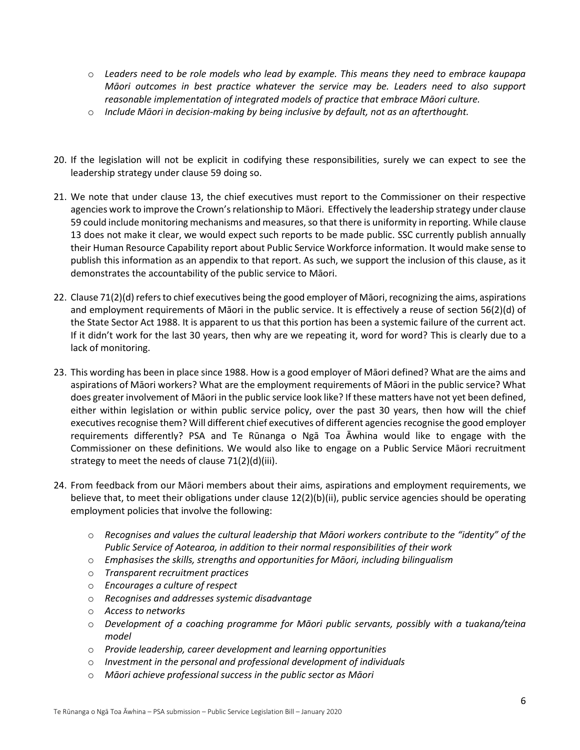- *Leaders need to be role models who lead by example. This means they need to embrace kaupapa Māori outcomes in best practice whatever the service may be. Leaders need to also support reasonable implementation of integrated models of practice that embrace Māori culture.*
- *Include Māori in decision-making by being inclusive by default, not as an afterthought.*

20. If the legislation will not be explicit in codifying these responsibilities, surely we can expect to see the leadership strategy under clause 59 doing so.

21. We note that under clause 13, the chief executives must report to the Commissioner on their respective agencies work to improve the Crown's relationship to Māori. Effectively the leadership strategy under clause 59 could include monitoring mechanisms and measures, so that there is uniformity in reporting. While clause 13 does not make it clear, we would expect such reports to be made public. SSC currently publish annually their Human Resource Capability report about Public Service Workforce information. It would make sense to publish this information as an appendix to that report. As such, we support the inclusion of this clause, as it demonstrates the accountability of the public service to Māori.

22. Clause 71(2)(d) refers to chief executives being the good employer of Māori, recognizing the aims, aspirations and employment requirements of Māori in the public service. It is effectively a reuse of section 56(2)(d) of the State Sector Act 1988. It is apparent to us that this portion has been a systemic failure of the current act. If it didn't work for the last 30 years, then why are we repeating it, word for word? This is clearly due to a lack of monitoring.

23. This wording has been in place since 1988. How is a good employer of Māori defined? What are the aims and aspirations of Māori workers? What are the employment requirements of Māori in the public service? What does greater involvement of Māori in the public service look like? If these matters have not yet been defined, either within legislation or within public service policy, over the past 30 years, then how will the chief executives recognise them? Will different chief executives of different agencies recognise the good employer requirements differently? PSA and Te Rūnanga o Ngā Toa Āwhina would like to engage with the Commissioner on these definitions. We would also like to engage on a Public Service Māori recruitment strategy to meet the needs of clause 71(2)(d)(iii).

24. From feedback from our Māori members about their aims, aspirations and employment requirements, we believe that, to meet their obligations under clause 12(2)(b)(ii), public service agencies should be operating employment policies that involve the following:

    - *Recognises and values the cultural leadership that Māori workers contribute to the "identity" of the Public Service of Aotearoa, in addition to their normal responsibilities of their work*
    - *Emphasises the skills, strengths and opportunities for Māori, including bilingualism*
    - *Transparent recruitment practices*
    - *Encourages a culture of respect*
    - *Recognises and addresses systemic disadvantage*
    - *Access to networks*
    - *Development of a coaching programme for Māori public servants, possibly with a tuakana/teina model*
    - *Provide leadership, career development and learning opportunities*
    - *Investment in the personal and professional development of individuals*
    - *Māori achieve professional success in the public sector as Māori*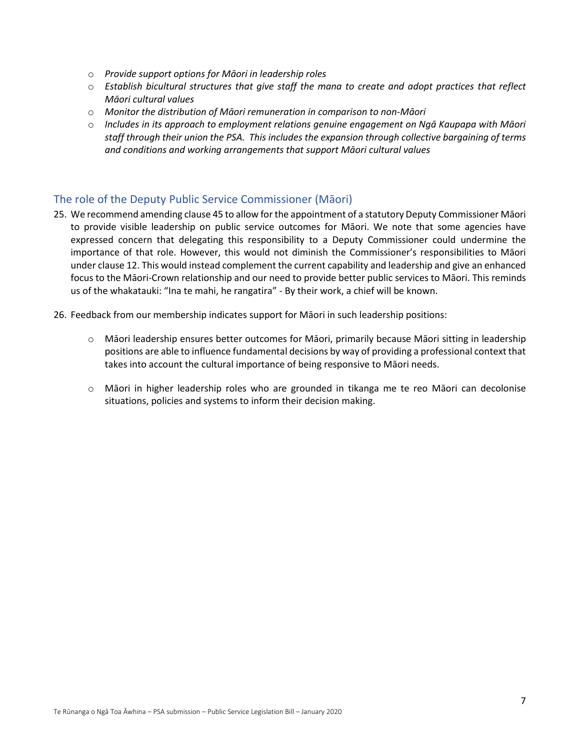- *Provide support options for Māori in leadership roles*
- *Establish bicultural structures that give staff the mana to create and adopt practices that reflect Māori cultural values*
- *Monitor the distribution of Māori remuneration in comparison to non-Māori*
- *Includes in its approach to employment relations genuine engagement on Ngā Kaupapa with Māori staff through their union the PSA. This includes the expansion through collective bargaining of terms and conditions and working arrangements that support Māori cultural values*

## The role of the Deputy Public Service Commissioner (Māori)

25. We recommend amending clause 45 to allow for the appointment of a statutory Deputy Commissioner Māori to provide visible leadership on public service outcomes for Māori. We note that some agencies have expressed concern that delegating this responsibility to a Deputy Commissioner could undermine the importance of that role. However, this would not diminish the Commissioner's responsibilities to Māori under clause 12. This would instead complement the current capability and leadership and give an enhanced focus to the Māori-Crown relationship and our need to provide better public services to Māori. This reminds us of the whakatauki: "Ina te mahi, he rangatira" - By their work, a chief will be known.

26. Feedback from our membership indicates support for Māori in such leadership positions:

    - Māori leadership ensures better outcomes for Māori, primarily because Māori sitting in leadership positions are able to influence fundamental decisions by way of providing a professional context that takes into account the cultural importance of being responsive to Māori needs.

    - Māori in higher leadership roles who are grounded in tikanga me te reo Māori can decolonise situations, policies and systems to inform their decision making.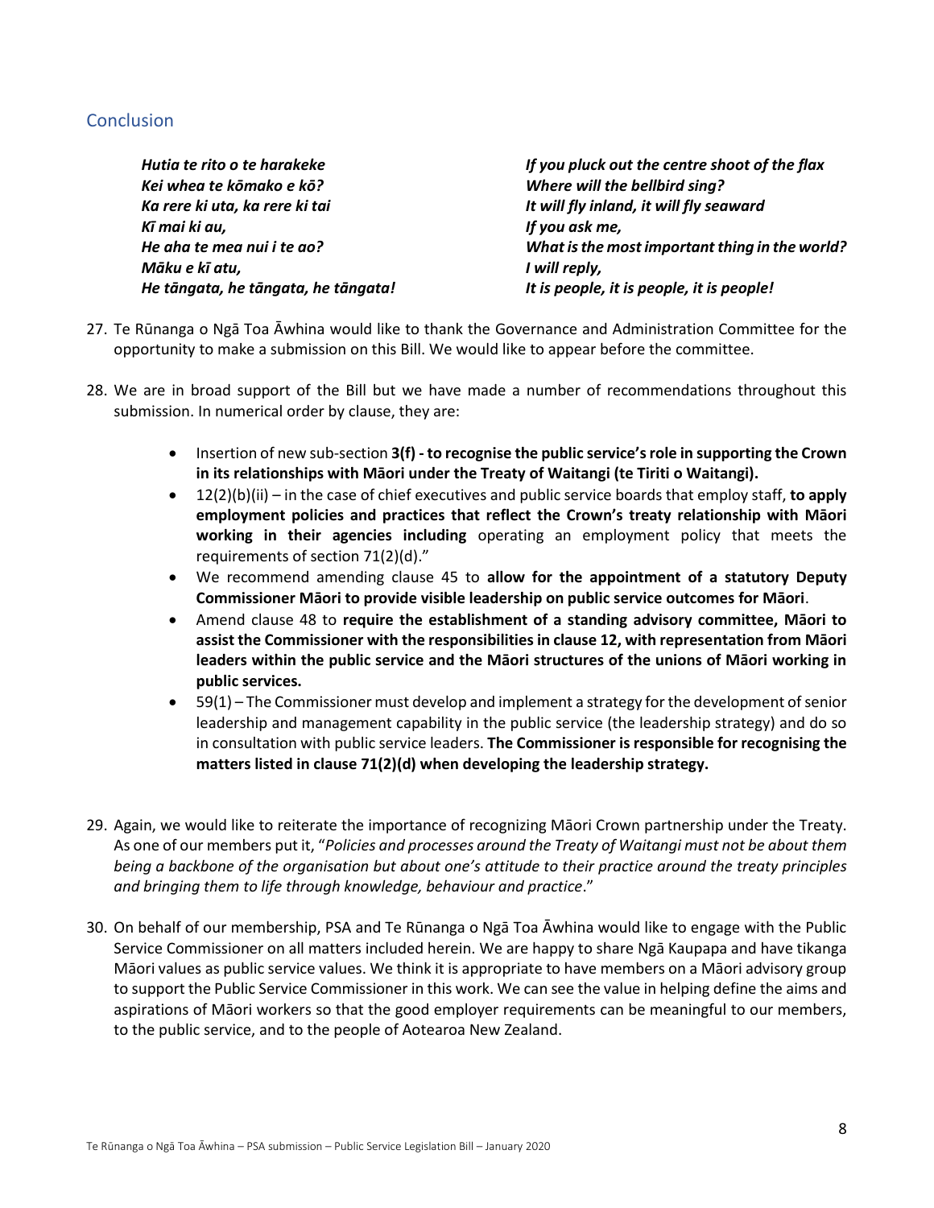## Conclusion

| | |
|---|---|
| ***Hutia te rito o te harakeke*** | ***If you pluck out the centre shoot of the flax*** |
| ***Kei whea te kōmako e kō?*** | ***Where will the bellbird sing?*** |
| ***Ka rere ki uta, ka rere ki tai*** | ***It will fly inland, it will fly seaward*** |
| ***Kī mai ki au,*** | ***If you ask me,*** |
| ***He aha te mea nui i te ao?*** | ***What is the most important thing in the world?*** |
| ***Māku e kī atu,*** | ***I will reply,*** |
| ***He tāngata, he tāngata, he tāngata!*** | ***It is people, it is people, it is people!*** |

27. Te Rūnanga o Ngā Toa Āwhina would like to thank the Governance and Administration Committee for the opportunity to make a submission on this Bill. We would like to appear before the committee.

28. We are in broad support of the Bill but we have made a number of recommendations throughout this submission. In numerical order by clause, they are:

    - Insertion of new sub-section **3(f) - to recognise the public service's role in supporting the Crown in its relationships with Māori under the Treaty of Waitangi (te Tiriti o Waitangi).**
    - 12(2)(b)(ii) – in the case of chief executives and public service boards that employ staff, **to apply employment policies and practices that reflect the Crown's treaty relationship with Māori working in their agencies including** operating an employment policy that meets the requirements of section 71(2)(d)."
    - We recommend amending clause 45 to **allow for the appointment of a statutory Deputy Commissioner Māori to provide visible leadership on public service outcomes for Māori**.
    - Amend clause 48 to **require the establishment of a standing advisory committee, Māori to assist the Commissioner with the responsibilities in clause 12, with representation from Māori leaders within the public service and the Māori structures of the unions of Māori working in public services.**
    - 59(1) – The Commissioner must develop and implement a strategy for the development of senior leadership and management capability in the public service (the leadership strategy) and do so in consultation with public service leaders. **The Commissioner is responsible for recognising the matters listed in clause 71(2)(d) when developing the leadership strategy.**

29. Again, we would like to reiterate the importance of recognizing Māori Crown partnership under the Treaty. As one of our members put it, "*Policies and processes around the Treaty of Waitangi must not be about them being a backbone of the organisation but about one's attitude to their practice around the treaty principles and bringing them to life through knowledge, behaviour and practice*."

30. On behalf of our membership, PSA and Te Rūnanga o Ngā Toa Āwhina would like to engage with the Public Service Commissioner on all matters included herein. We are happy to share Ngā Kaupapa and have tikanga Māori values as public service values. We think it is appropriate to have members on a Māori advisory group to support the Public Service Commissioner in this work. We can see the value in helping define the aims and aspirations of Māori workers so that the good employer requirements can be meaningful to our members, to the public service, and to the people of Aotearoa New Zealand.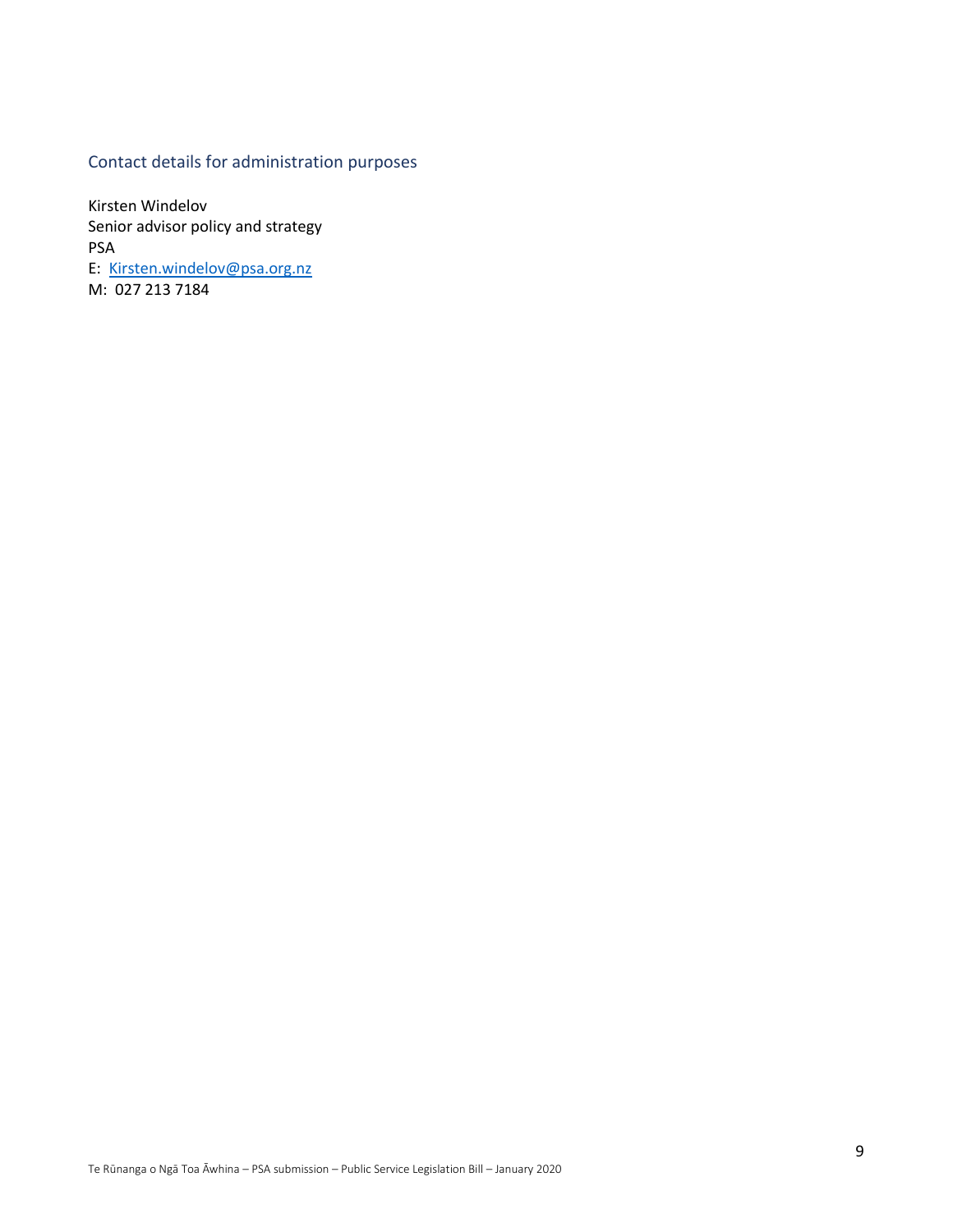## Contact details for administration purposes

Kirsten Windelov
Senior advisor policy and strategy
PSA
E: [Kirsten.windelov@psa.org.nz](mailto:Kirsten.windelov@psa.org.nz)
M: 027 213 7184